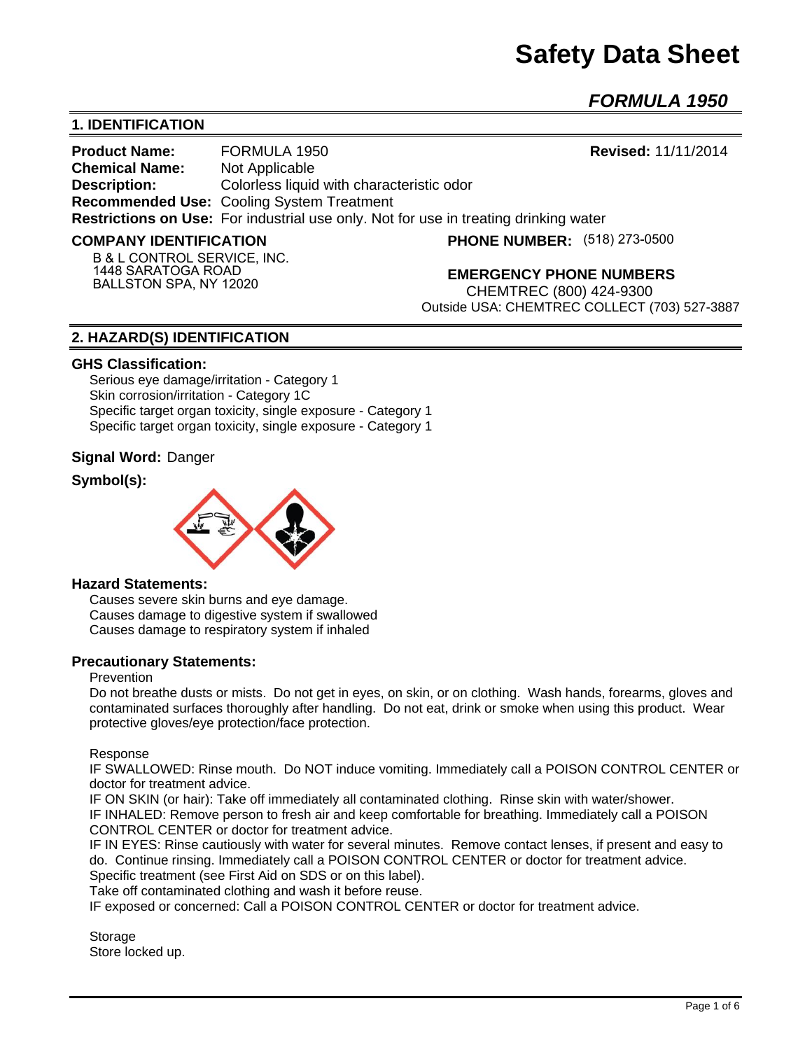# Safety Data Sheet

## *FORMULA 1950*

## 1. IDENTIFICATION

**Product Name:** FORMULA 1950 **Revised:** 11/11/2014
**Chemical Name:** Not Applicable
**Description:** Colorless liquid with characteristic odor
**Recommended Use:** Cooling System Treatment
**Restrictions on Use:** For industrial use only. Not for use in treating drinking water

**COMPANY IDENTIFICATION**

B & L CONTROL SERVICE, INC.
1448 SARATOGA ROAD
BALLSTON SPA, NY 12020

**PHONE NUMBER:** (518) 273-0500

**EMERGENCY PHONE NUMBERS**

CHEMTREC (800) 424-9300
Outside USA: CHEMTREC COLLECT (703) 527-3887

## 2. HAZARD(S) IDENTIFICATION

### GHS Classification:

Serious eye damage/irritation - Category 1
Skin corrosion/irritation - Category 1C
Specific target organ toxicity, single exposure - Category 1
Specific target organ toxicity, single exposure - Category 1

**Signal Word:** Danger

**Symbol(s):**

### Hazard Statements:

Causes severe skin burns and eye damage.
Causes damage to digestive system if swallowed
Causes damage to respiratory system if inhaled

### Precautionary Statements:

Prevention

Do not breathe dusts or mists. Do not get in eyes, on skin, or on clothing. Wash hands, forearms, gloves and contaminated surfaces thoroughly after handling. Do not eat, drink or smoke when using this product. Wear protective gloves/eye protection/face protection.

Response

IF SWALLOWED: Rinse mouth. Do NOT induce vomiting. Immediately call a POISON CONTROL CENTER or doctor for treatment advice.
IF ON SKIN (or hair): Take off immediately all contaminated clothing. Rinse skin with water/shower.
IF INHALED: Remove person to fresh air and keep comfortable for breathing. Immediately call a POISON CONTROL CENTER or doctor for treatment advice.
IF IN EYES: Rinse cautiously with water for several minutes. Remove contact lenses, if present and easy to do. Continue rinsing. Immediately call a POISON CONTROL CENTER or doctor for treatment advice.
Specific treatment (see First Aid on SDS or on this label).
Take off contaminated clothing and wash it before reuse.
IF exposed or concerned: Call a POISON CONTROL CENTER or doctor for treatment advice.

Storage

Store locked up.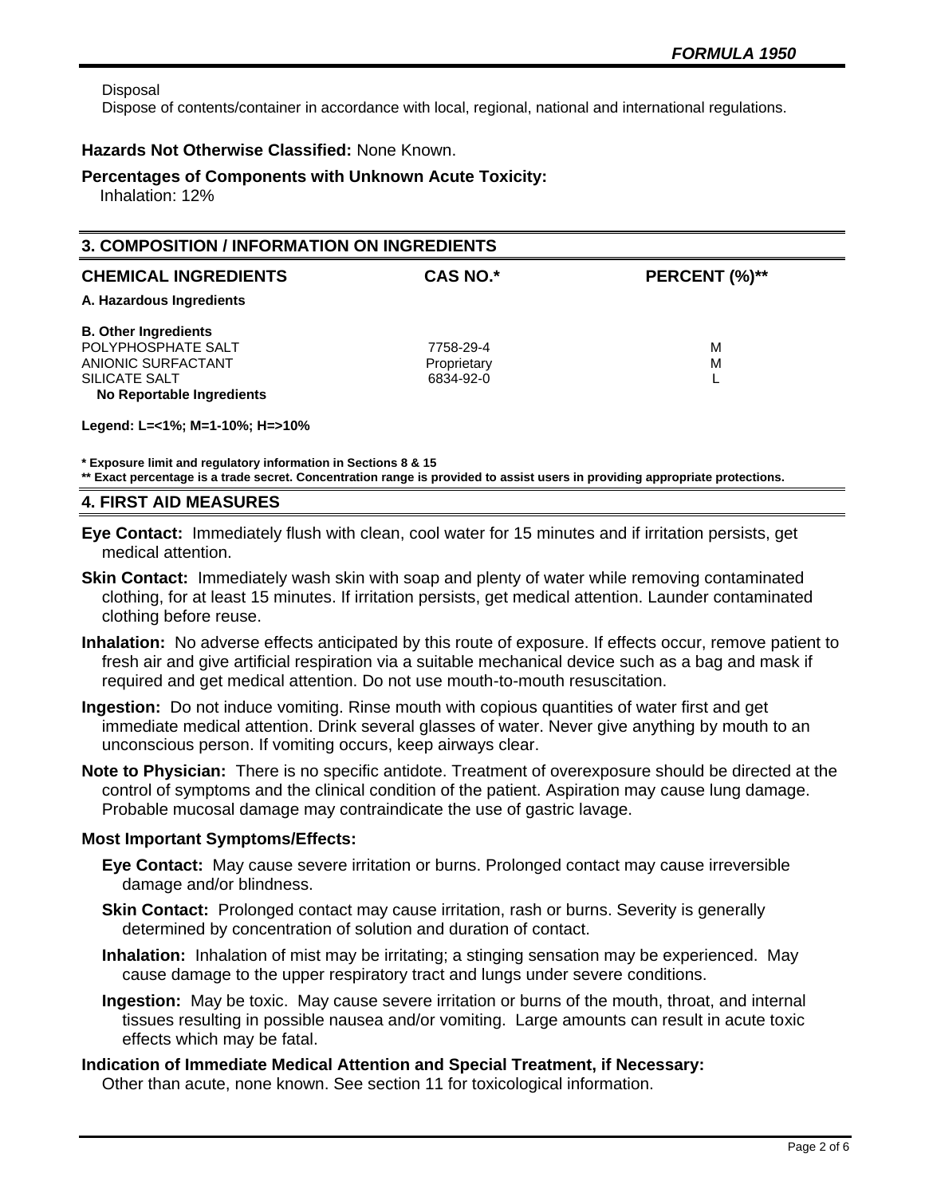Disposal

Dispose of contents/container in accordance with local, regional, national and international regulations.

**Hazards Not Otherwise Classified:** None Known.

**Percentages of Components with Unknown Acute Toxicity:**

Inhalation: 12%

## 3. COMPOSITION / INFORMATION ON INGREDIENTS

| CHEMICAL INGREDIENTS | CAS NO.* | PERCENT (%)** |
|---|---|---|
| **A. Hazardous Ingredients** | | |
| **B. Other Ingredients** | | |
| POLYPHOSPHATE SALT | 7758-29-4 | M |
| ANIONIC SURFACTANT | Proprietary | M |
| SILICATE SALT | 6834-92-0 | L |
| **No Reportable Ingredients** | | |

**Legend: L=<1%; M=1-10%; H=>10%**

**\* Exposure limit and regulatory information in Sections 8 & 15**

**\*\* Exact percentage is a trade secret. Concentration range is provided to assist users in providing appropriate protections.**

## 4. FIRST AID MEASURES

**Eye Contact:** Immediately flush with clean, cool water for 15 minutes and if irritation persists, get medical attention.

**Skin Contact:** Immediately wash skin with soap and plenty of water while removing contaminated clothing, for at least 15 minutes. If irritation persists, get medical attention. Launder contaminated clothing before reuse.

**Inhalation:** No adverse effects anticipated by this route of exposure. If effects occur, remove patient to fresh air and give artificial respiration via a suitable mechanical device such as a bag and mask if required and get medical attention. Do not use mouth-to-mouth resuscitation.

**Ingestion:** Do not induce vomiting. Rinse mouth with copious quantities of water first and get immediate medical attention. Drink several glasses of water. Never give anything by mouth to an unconscious person. If vomiting occurs, keep airways clear.

**Note to Physician:** There is no specific antidote. Treatment of overexposure should be directed at the control of symptoms and the clinical condition of the patient. Aspiration may cause lung damage. Probable mucosal damage may contraindicate the use of gastric lavage.

**Most Important Symptoms/Effects:**

**Eye Contact:** May cause severe irritation or burns. Prolonged contact may cause irreversible damage and/or blindness.

**Skin Contact:** Prolonged contact may cause irritation, rash or burns. Severity is generally determined by concentration of solution and duration of contact.

**Inhalation:** Inhalation of mist may be irritating; a stinging sensation may be experienced. May cause damage to the upper respiratory tract and lungs under severe conditions.

**Ingestion:** May be toxic. May cause severe irritation or burns of the mouth, throat, and internal tissues resulting in possible nausea and/or vomiting. Large amounts can result in acute toxic effects which may be fatal.

**Indication of Immediate Medical Attention and Special Treatment, if Necessary:**

Other than acute, none known. See section 11 for toxicological information.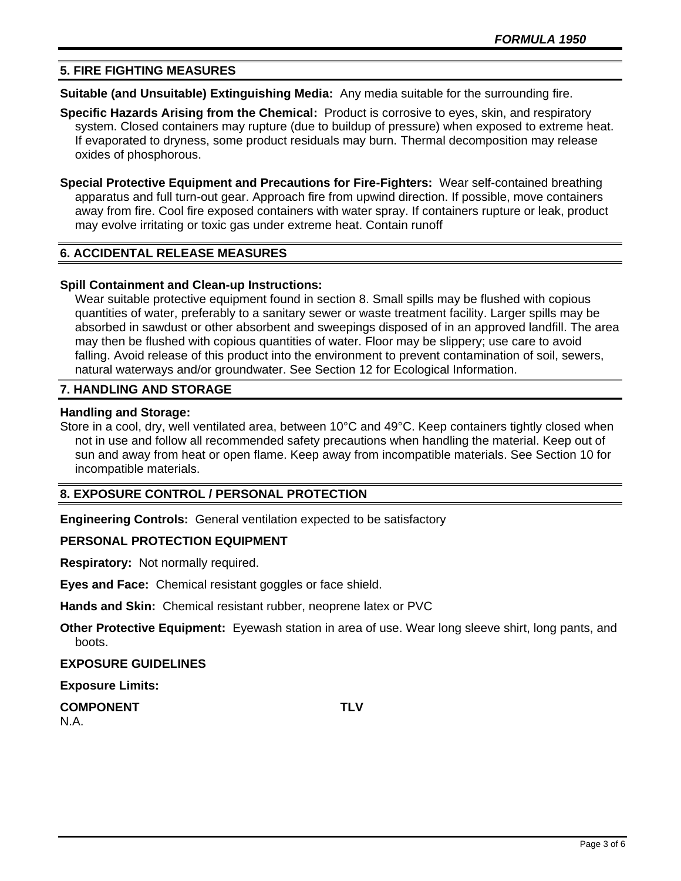## 5. FIRE FIGHTING MEASURES

**Suitable (and Unsuitable) Extinguishing Media:** Any media suitable for the surrounding fire.

**Specific Hazards Arising from the Chemical:** Product is corrosive to eyes, skin, and respiratory system. Closed containers may rupture (due to buildup of pressure) when exposed to extreme heat. If evaporated to dryness, some product residuals may burn. Thermal decomposition may release oxides of phosphorous.

**Special Protective Equipment and Precautions for Fire-Fighters:** Wear self-contained breathing apparatus and full turn-out gear. Approach fire from upwind direction. If possible, move containers away from fire. Cool fire exposed containers with water spray. If containers rupture or leak, product may evolve irritating or toxic gas under extreme heat. Contain runoff

## 6. ACCIDENTAL RELEASE MEASURES

**Spill Containment and Clean-up Instructions:**

Wear suitable protective equipment found in section 8. Small spills may be flushed with copious quantities of water, preferably to a sanitary sewer or waste treatment facility. Larger spills may be absorbed in sawdust or other absorbent and sweepings disposed of in an approved landfill. The area may then be flushed with copious quantities of water. Floor may be slippery; use care to avoid falling. Avoid release of this product into the environment to prevent contamination of soil, sewers, natural waterways and/or groundwater. See Section 12 for Ecological Information.

## 7. HANDLING AND STORAGE

**Handling and Storage:**

Store in a cool, dry, well ventilated area, between 10°C and 49°C. Keep containers tightly closed when not in use and follow all recommended safety precautions when handling the material. Keep out of sun and away from heat or open flame. Keep away from incompatible materials. See Section 10 for incompatible materials.

## 8. EXPOSURE CONTROL / PERSONAL PROTECTION

**Engineering Controls:** General ventilation expected to be satisfactory

**PERSONAL PROTECTION EQUIPMENT**

**Respiratory:** Not normally required.

**Eyes and Face:** Chemical resistant goggles or face shield.

**Hands and Skin:** Chemical resistant rubber, neoprene latex or PVC

**Other Protective Equipment:** Eyewash station in area of use. Wear long sleeve shirt, long pants, and boots.

**EXPOSURE GUIDELINES**

**Exposure Limits:**

| COMPONENT | TLV |
|---|---|
| N.A. | |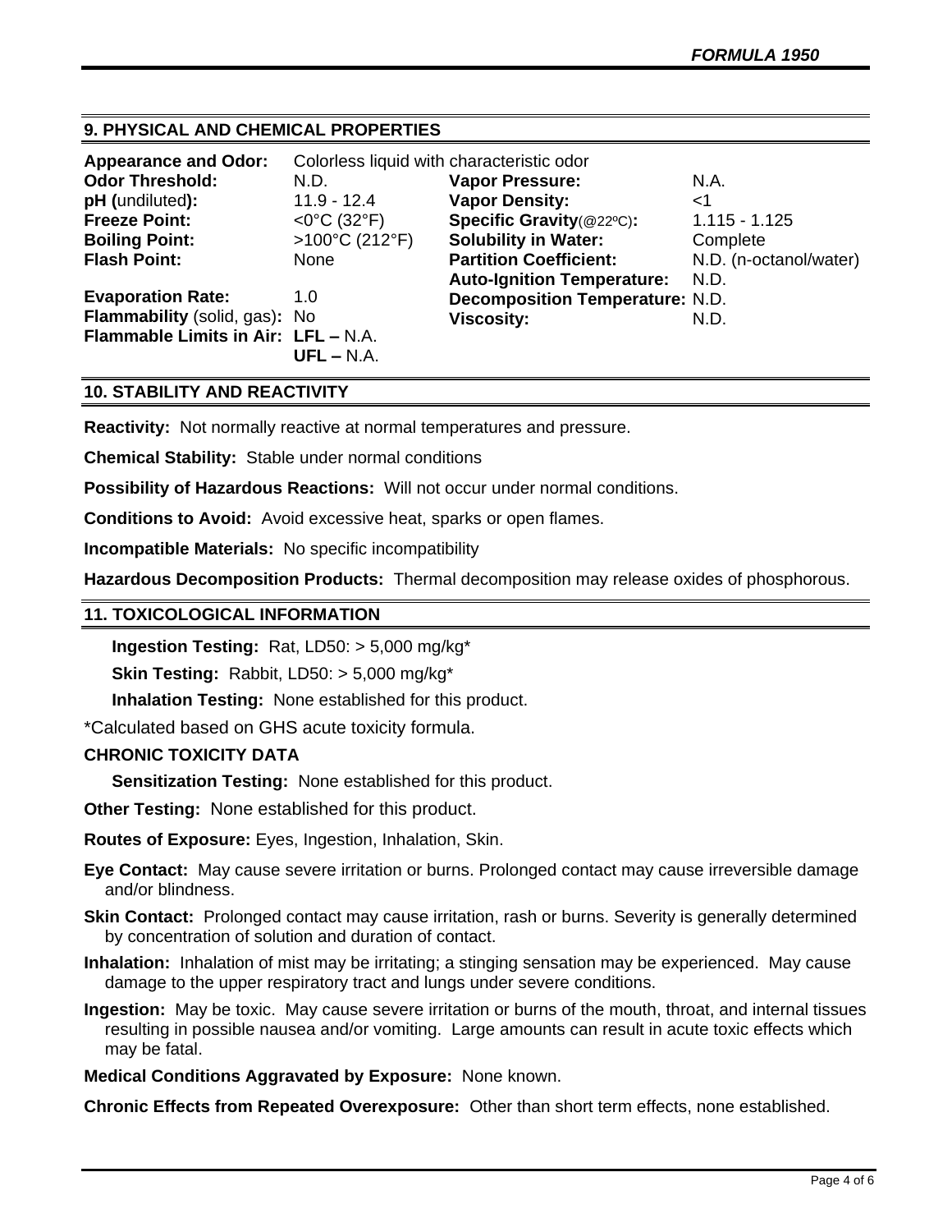## 9. PHYSICAL AND CHEMICAL PROPERTIES

| | | | |
|---|---|---|---|
| **Appearance and Odor:** | Colorless liquid with characteristic odor | | |
| **Odor Threshold:** | N.D. | **Vapor Pressure:** | N.A. |
| **pH (**undiluted**):** | 11.9 - 12.4 | **Vapor Density:** | <1 |
| **Freeze Point:** | <0°C (32°F) | **Specific Gravity**(@22ºC)**:** | 1.115 - 1.125 |
| **Boiling Point:** | >100°C (212°F) | **Solubility in Water:** | Complete |
| **Flash Point:** | None | **Partition Coefficient:** | N.D. (n-octanol/water) |
| | | **Auto-Ignition Temperature:** | N.D. |
| **Evaporation Rate:** | 1.0 | **Decomposition Temperature:** | N.D. |
| **Flammability** (solid, gas)**:** | No | **Viscosity:** | N.D. |
| **Flammable Limits in Air:** | **LFL –** N.A. **UFL –** N.A. | | |

## 10. STABILITY AND REACTIVITY

**Reactivity:** Not normally reactive at normal temperatures and pressure.

**Chemical Stability:** Stable under normal conditions

**Possibility of Hazardous Reactions:** Will not occur under normal conditions.

**Conditions to Avoid:** Avoid excessive heat, sparks or open flames.

**Incompatible Materials:** No specific incompatibility

**Hazardous Decomposition Products:** Thermal decomposition may release oxides of phosphorous.

## 11. TOXICOLOGICAL INFORMATION

**Ingestion Testing:** Rat, LD50: > 5,000 mg/kg*

**Skin Testing:** Rabbit, LD50: > 5,000 mg/kg*

**Inhalation Testing:** None established for this product.

*Calculated based on GHS acute toxicity formula.

**CHRONIC TOXICITY DATA**

**Sensitization Testing:** None established for this product.

**Other Testing:** None established for this product.

**Routes of Exposure:** Eyes, Ingestion, Inhalation, Skin.

**Eye Contact:** May cause severe irritation or burns. Prolonged contact may cause irreversible damage and/or blindness.

**Skin Contact:** Prolonged contact may cause irritation, rash or burns. Severity is generally determined by concentration of solution and duration of contact.

**Inhalation:** Inhalation of mist may be irritating; a stinging sensation may be experienced. May cause damage to the upper respiratory tract and lungs under severe conditions.

**Ingestion:** May be toxic. May cause severe irritation or burns of the mouth, throat, and internal tissues resulting in possible nausea and/or vomiting. Large amounts can result in acute toxic effects which may be fatal.

**Medical Conditions Aggravated by Exposure:** None known.

**Chronic Effects from Repeated Overexposure:** Other than short term effects, none established.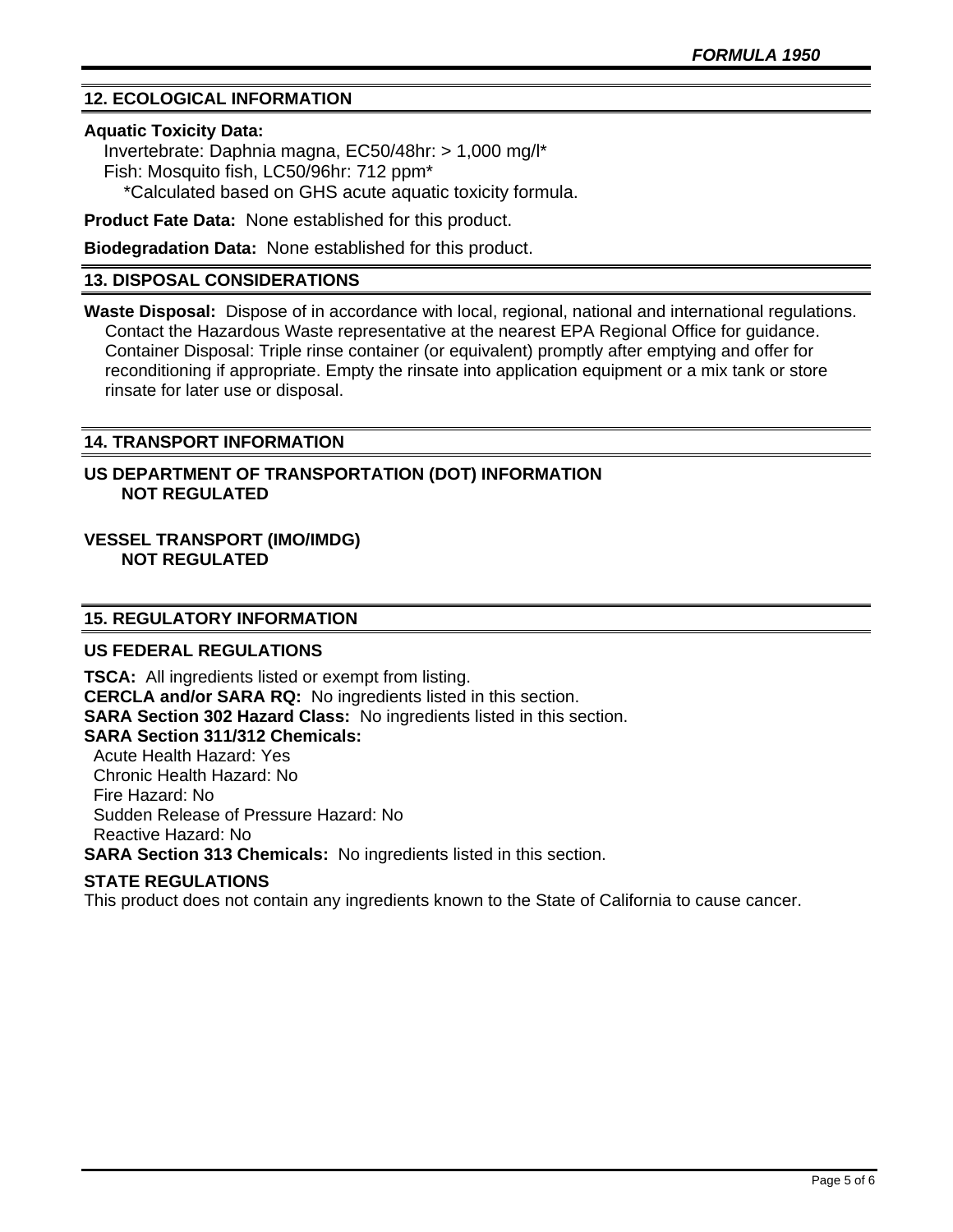## 12. ECOLOGICAL INFORMATION

**Aquatic Toxicity Data:**

Invertebrate: Daphnia magna, EC50/48hr: > 1,000 mg/l*
Fish: Mosquito fish, LC50/96hr: 712 ppm*
*Calculated based on GHS acute aquatic toxicity formula.

**Product Fate Data:** None established for this product.

**Biodegradation Data:** None established for this product.

## 13. DISPOSAL CONSIDERATIONS

**Waste Disposal:** Dispose of in accordance with local, regional, national and international regulations. Contact the Hazardous Waste representative at the nearest EPA Regional Office for guidance. Container Disposal: Triple rinse container (or equivalent) promptly after emptying and offer for reconditioning if appropriate. Empty the rinsate into application equipment or a mix tank or store rinsate for later use or disposal.

## 14. TRANSPORT INFORMATION

**US DEPARTMENT OF TRANSPORTATION (DOT) INFORMATION**
**NOT REGULATED**

**VESSEL TRANSPORT (IMO/IMDG)**
**NOT REGULATED**

## 15. REGULATORY INFORMATION

### US FEDERAL REGULATIONS

**TSCA:** All ingredients listed or exempt from listing.
**CERCLA and/or SARA RQ:** No ingredients listed in this section.
**SARA Section 302 Hazard Class:** No ingredients listed in this section.
**SARA Section 311/312 Chemicals:**
Acute Health Hazard: Yes
Chronic Health Hazard: No
Fire Hazard: No
Sudden Release of Pressure Hazard: No
Reactive Hazard: No
**SARA Section 313 Chemicals:** No ingredients listed in this section.

### STATE REGULATIONS

This product does not contain any ingredients known to the State of California to cause cancer.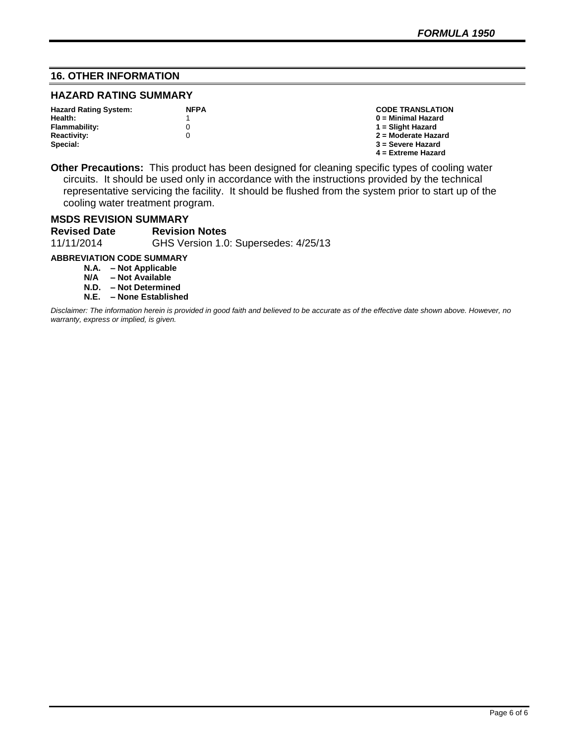## 16. OTHER INFORMATION

### HAZARD RATING SUMMARY

| Hazard Rating System: | NFPA | CODE TRANSLATION |
|---|---|---|
| Health: | 1 | 0 = Minimal Hazard |
| Flammability: | 0 | 1 = Slight Hazard |
| Reactivity: | 0 | 2 = Moderate Hazard |
| Special: | | 3 = Severe Hazard |
| | | 4 = Extreme Hazard |

**Other Precautions:** This product has been designed for cleaning specific types of cooling water circuits. It should be used only in accordance with the instructions provided by the technical representative servicing the facility. It should be flushed from the system prior to start up of the cooling water treatment program.

### MSDS REVISION SUMMARY

| Revised Date | Revision Notes |
|---|---|
| 11/11/2014 | GHS Version 1.0: Supersedes: 4/25/13 |

**ABBREVIATION CODE SUMMARY**

- **N.A. – Not Applicable**
- **N/A – Not Available**
- **N.D. – Not Determined**
- **N.E. – None Established**

*Disclaimer: The information herein is provided in good faith and believed to be accurate as of the effective date shown above. However, no warranty, express or implied, is given.*